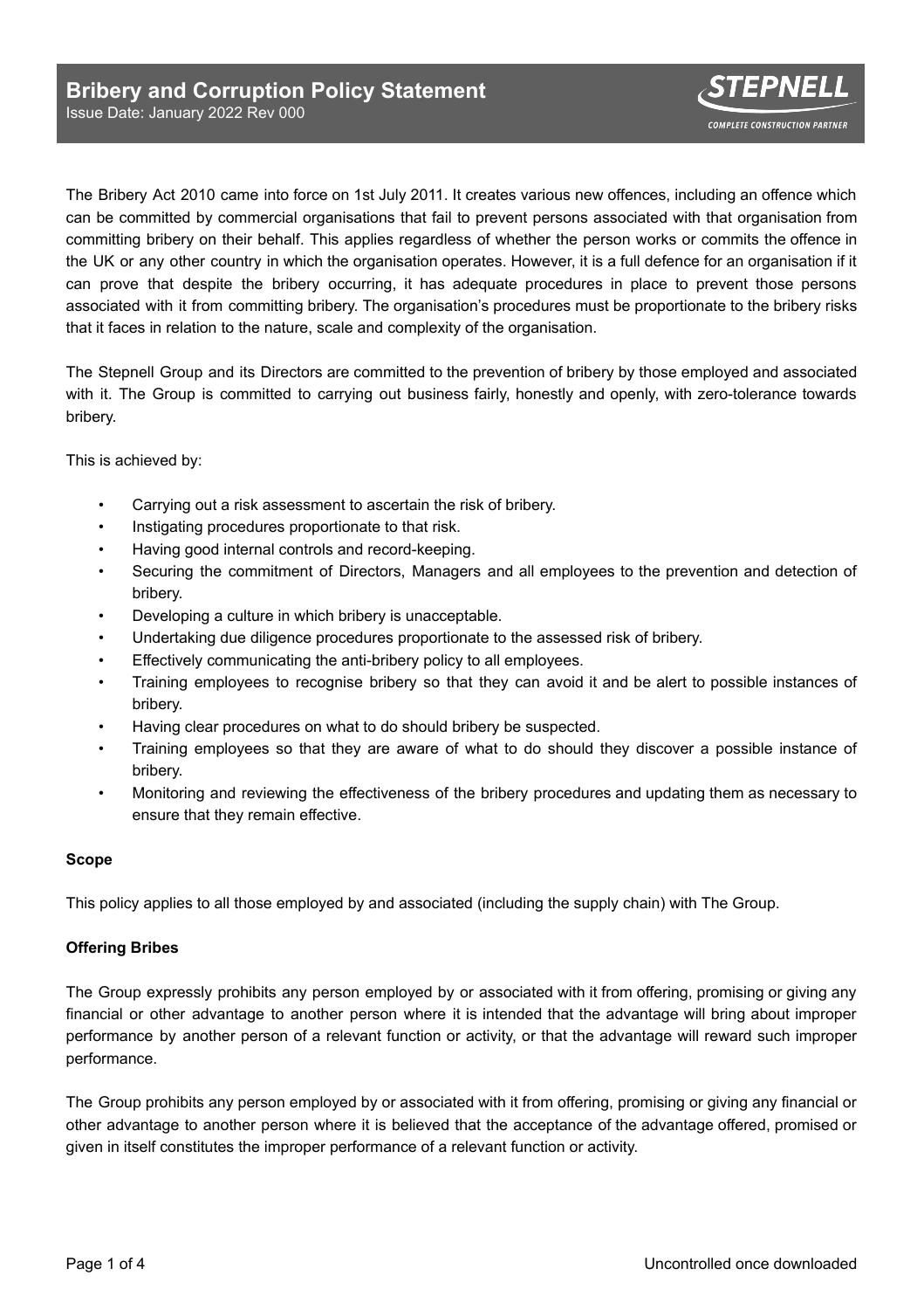# Bribery and Corruption Policy Statement

Issue Date: January 2022 Rev 000

The Bribery Act 2010 came into force on 1st July 2011. It creates various new offences, including an offence which can be committed by commercial organisations that fail to prevent persons associated with that organisation from committing bribery on their behalf. This applies regardless of whether the person works or commits the offence in the UK or any other country in which the organisation operates. However, it is a full defence for an organisation if it can prove that despite the bribery occurring, it has adequate procedures in place to prevent those persons associated with it from committing bribery. The organisation's procedures must be proportionate to the bribery risks that it faces in relation to the nature, scale and complexity of the organisation.

The Stepnell Group and its Directors are committed to the prevention of bribery by those employed and associated with it. The Group is committed to carrying out business fairly, honestly and openly, with zero-tolerance towards bribery.

This is achieved by:

- Carrying out a risk assessment to ascertain the risk of bribery.
- Instigating procedures proportionate to that risk.
- Having good internal controls and record-keeping.
- Securing the commitment of Directors, Managers and all employees to the prevention and detection of bribery.
- Developing a culture in which bribery is unacceptable.
- Undertaking due diligence procedures proportionate to the assessed risk of bribery.
- Effectively communicating the anti-bribery policy to all employees.
- Training employees to recognise bribery so that they can avoid it and be alert to possible instances of bribery.
- Having clear procedures on what to do should bribery be suspected.
- Training employees so that they are aware of what to do should they discover a possible instance of bribery.
- Monitoring and reviewing the effectiveness of the bribery procedures and updating them as necessary to ensure that they remain effective.

**Scope**

This policy applies to all those employed by and associated (including the supply chain) with The Group.

**Offering Bribes**

The Group expressly prohibits any person employed by or associated with it from offering, promising or giving any financial or other advantage to another person where it is intended that the advantage will bring about improper performance by another person of a relevant function or activity, or that the advantage will reward such improper performance.

The Group prohibits any person employed by or associated with it from offering, promising or giving any financial or other advantage to another person where it is believed that the acceptance of the advantage offered, promised or given in itself constitutes the improper performance of a relevant function or activity.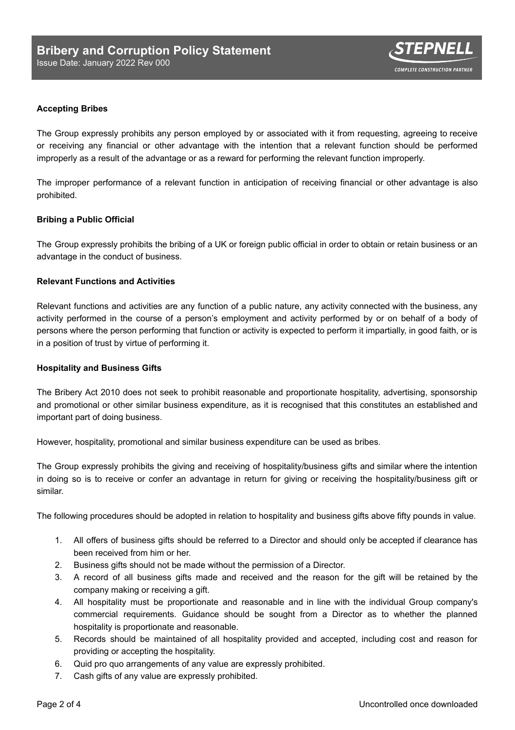### Accepting Bribes

The Group expressly prohibits any person employed by or associated with it from requesting, agreeing to receive or receiving any financial or other advantage with the intention that a relevant function should be performed improperly as a result of the advantage or as a reward for performing the relevant function improperly.

The improper performance of a relevant function in anticipation of receiving financial or other advantage is also prohibited.

### Bribing a Public Official

The Group expressly prohibits the bribing of a UK or foreign public official in order to obtain or retain business or an advantage in the conduct of business.

### Relevant Functions and Activities

Relevant functions and activities are any function of a public nature, any activity connected with the business, any activity performed in the course of a person's employment and activity performed by or on behalf of a body of persons where the person performing that function or activity is expected to perform it impartially, in good faith, or is in a position of trust by virtue of performing it.

### Hospitality and Business Gifts

The Bribery Act 2010 does not seek to prohibit reasonable and proportionate hospitality, advertising, sponsorship and promotional or other similar business expenditure, as it is recognised that this constitutes an established and important part of doing business.

However, hospitality, promotional and similar business expenditure can be used as bribes.

The Group expressly prohibits the giving and receiving of hospitality/business gifts and similar where the intention in doing so is to receive or confer an advantage in return for giving or receiving the hospitality/business gift or similar.

The following procedures should be adopted in relation to hospitality and business gifts above fifty pounds in value.

1. All offers of business gifts should be referred to a Director and should only be accepted if clearance has been received from him or her.
2. Business gifts should not be made without the permission of a Director.
3. A record of all business gifts made and received and the reason for the gift will be retained by the company making or receiving a gift.
4. All hospitality must be proportionate and reasonable and in line with the individual Group company's commercial requirements. Guidance should be sought from a Director as to whether the planned hospitality is proportionate and reasonable.
5. Records should be maintained of all hospitality provided and accepted, including cost and reason for providing or accepting the hospitality.
6. Quid pro quo arrangements of any value are expressly prohibited.
7. Cash gifts of any value are expressly prohibited.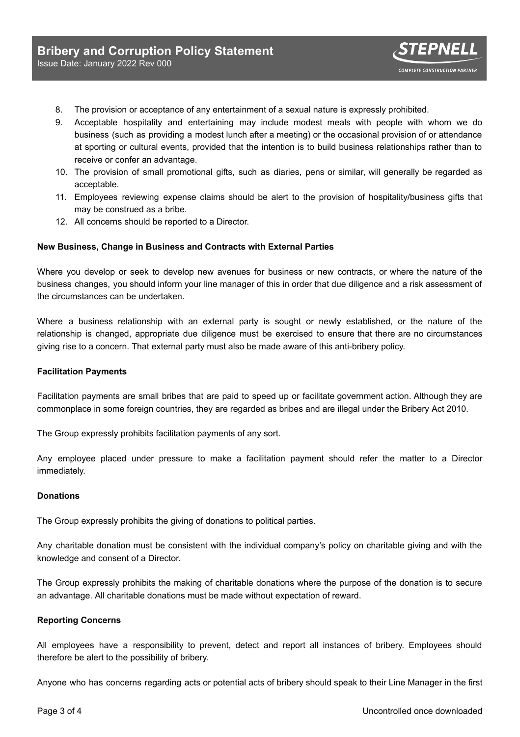8. The provision or acceptance of any entertainment of a sexual nature is expressly prohibited.
9. Acceptable hospitality and entertaining may include modest meals with people with whom we do business (such as providing a modest lunch after a meeting) or the occasional provision of or attendance at sporting or cultural events, provided that the intention is to build business relationships rather than to receive or confer an advantage.
10. The provision of small promotional gifts, such as diaries, pens or similar, will generally be regarded as acceptable.
11. Employees reviewing expense claims should be alert to the provision of hospitality/business gifts that may be construed as a bribe.
12. All concerns should be reported to a Director.

**New Business, Change in Business and Contracts with External Parties**

Where you develop or seek to develop new avenues for business or new contracts, or where the nature of the business changes, you should inform your line manager of this in order that due diligence and a risk assessment of the circumstances can be undertaken.

Where a business relationship with an external party is sought or newly established, or the nature of the relationship is changed, appropriate due diligence must be exercised to ensure that there are no circumstances giving rise to a concern. That external party must also be made aware of this anti-bribery policy.

**Facilitation Payments**

Facilitation payments are small bribes that are paid to speed up or facilitate government action. Although they are commonplace in some foreign countries, they are regarded as bribes and are illegal under the Bribery Act 2010.

The Group expressly prohibits facilitation payments of any sort.

Any employee placed under pressure to make a facilitation payment should refer the matter to a Director immediately.

**Donations**

The Group expressly prohibits the giving of donations to political parties.

Any charitable donation must be consistent with the individual company's policy on charitable giving and with the knowledge and consent of a Director.

The Group expressly prohibits the making of charitable donations where the purpose of the donation is to secure an advantage. All charitable donations must be made without expectation of reward.

**Reporting Concerns**

All employees have a responsibility to prevent, detect and report all instances of bribery. Employees should therefore be alert to the possibility of bribery.

Anyone who has concerns regarding acts or potential acts of bribery should speak to their Line Manager in the first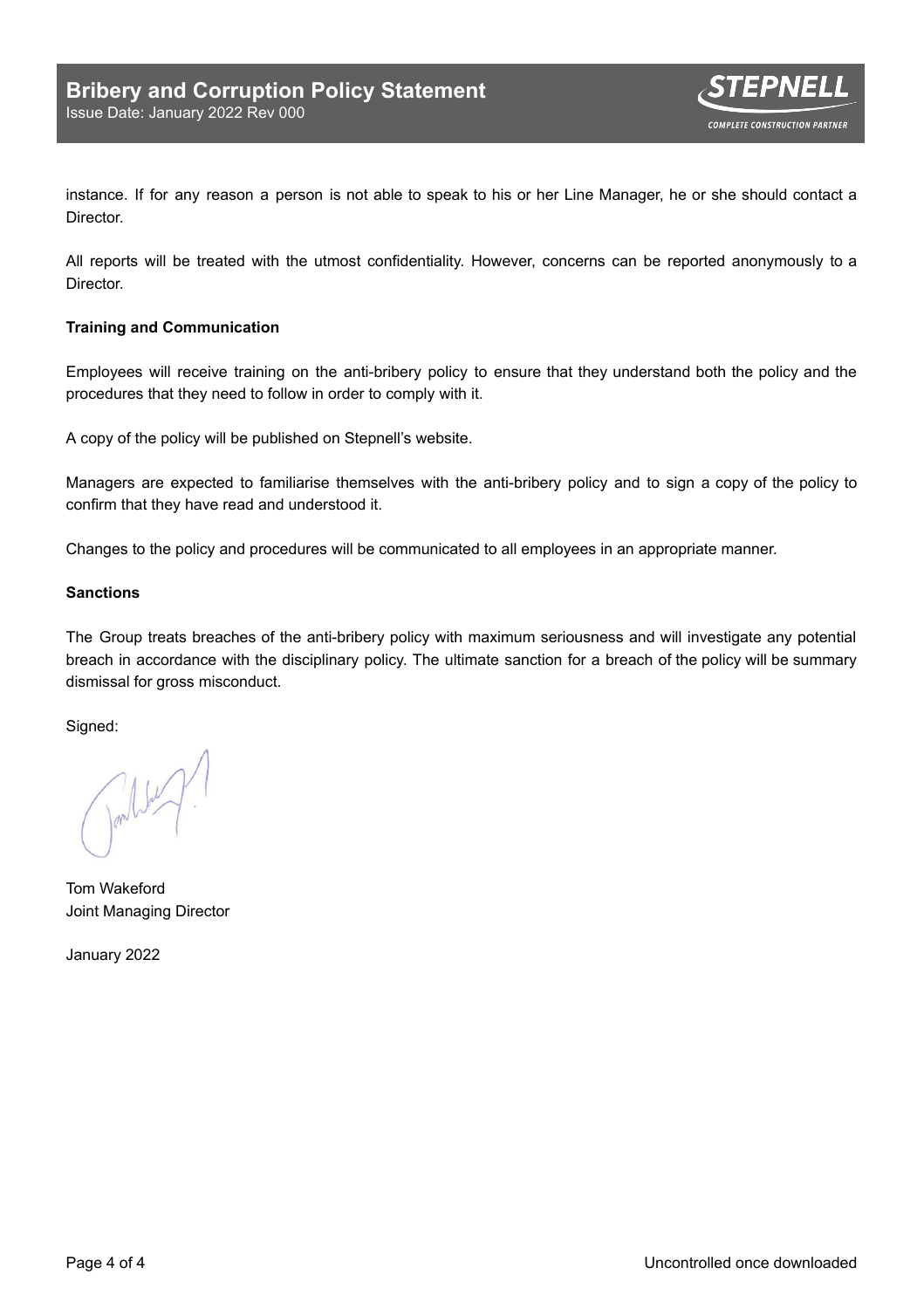instance. If for any reason a person is not able to speak to his or her Line Manager, he or she should contact a Director.

All reports will be treated with the utmost confidentiality. However, concerns can be reported anonymously to a Director.

**Training and Communication**

Employees will receive training on the anti-bribery policy to ensure that they understand both the policy and the procedures that they need to follow in order to comply with it.

A copy of the policy will be published on Stepnell's website.

Managers are expected to familiarise themselves with the anti-bribery policy and to sign a copy of the policy to confirm that they have read and understood it.

Changes to the policy and procedures will be communicated to all employees in an appropriate manner.

**Sanctions**

The Group treats breaches of the anti-bribery policy with maximum seriousness and will investigate any potential breach in accordance with the disciplinary policy. The ultimate sanction for a breach of the policy will be summary dismissal for gross misconduct.

Signed:

Tom Wakeford
Joint Managing Director

January 2022